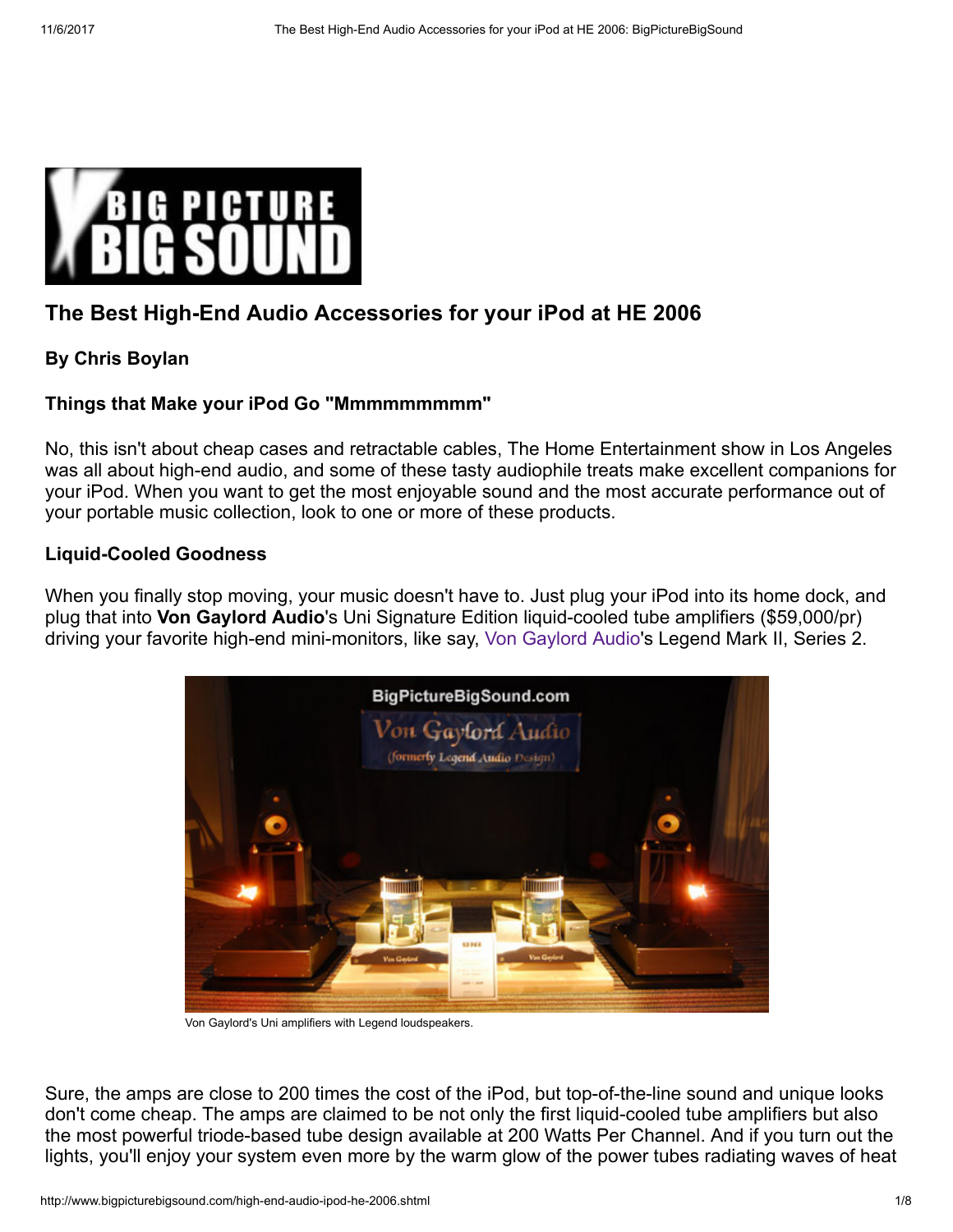# The Best High-End Audio Accessories for your iPod at HE 2006

**By Chris Boylan**

### Things that Make your iPod Go "Mmmmmmmmm"

No, this isn't about cheap cases and retractable cables, The Home Entertainment show in Los Angeles was all about high-end audio, and some of these tasty audiophile treats make excellent companions for your iPod. When you want to get the most enjoyable sound and the most accurate performance out of your portable music collection, look to one or more of these products.

### Liquid-Cooled Goodness

When you finally stop moving, your music doesn't have to. Just plug your iPod into its home dock, and plug that into **Von Gaylord Audio**'s Uni Signature Edition liquid-cooled tube amplifiers ($59,000/pr) driving your favorite high-end mini-monitors, like say, Von Gaylord Audio's Legend Mark II, Series 2.

Von Gaylord's Uni amplifiers with Legend loudspeakers.

Sure, the amps are close to 200 times the cost of the iPod, but top-of-the-line sound and unique looks don't come cheap. The amps are claimed to be not only the first liquid-cooled tube amplifiers but also the most powerful triode-based tube design available at 200 Watts Per Channel. And if you turn out the lights, you'll enjoy your system even more by the warm glow of the power tubes radiating waves of heat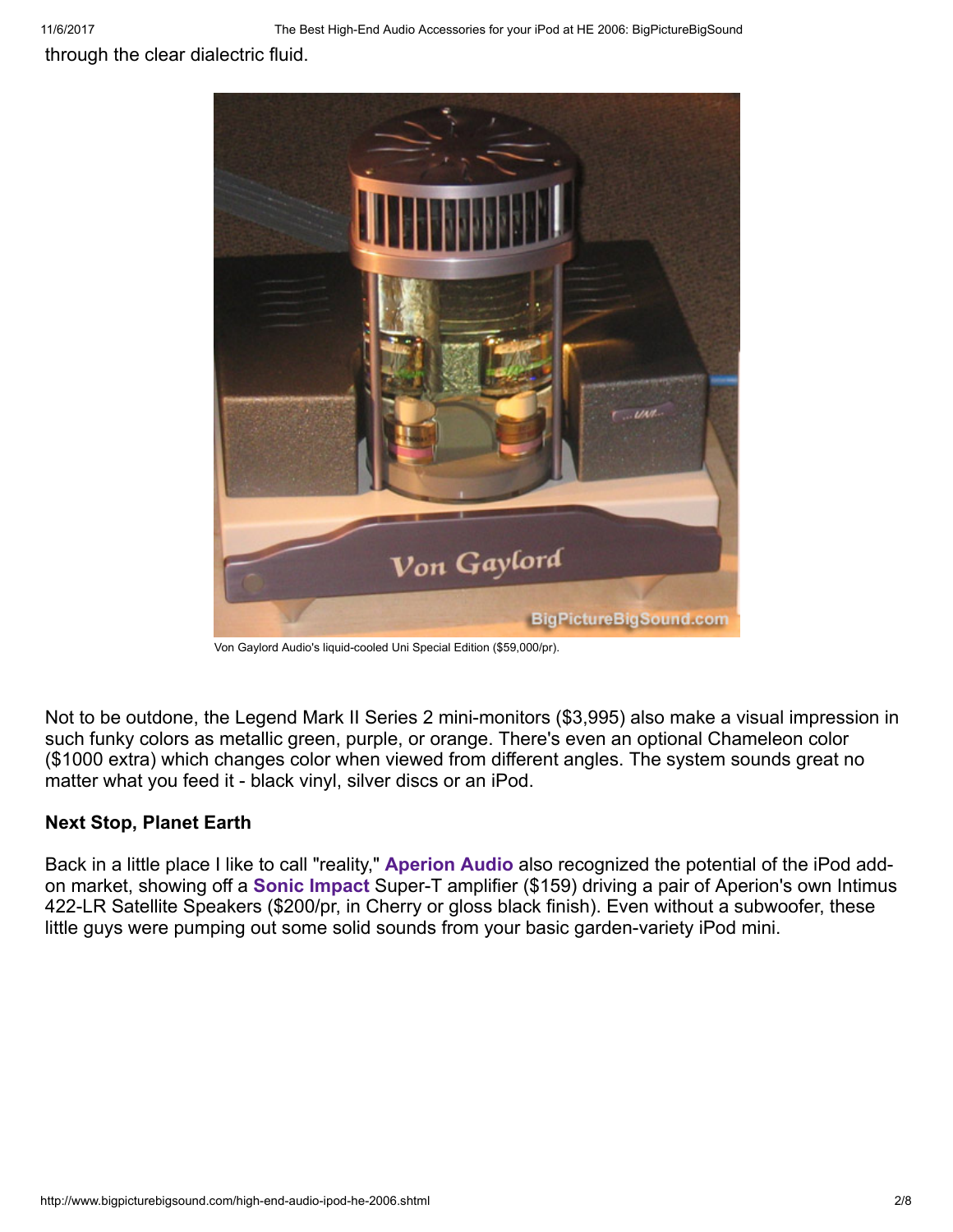through the clear dialectic fluid.

Von Gaylord Audio's liquid-cooled Uni Special Edition ($59,000/pr).

Not to be outdone, the Legend Mark II Series 2 mini-monitors ($3,995) also make a visual impression in such funky colors as metallic green, purple, or orange. There's even an optional Chameleon color ($1000 extra) which changes color when viewed from different angles. The system sounds great no matter what you feed it - black vinyl, silver discs or an iPod.

**Next Stop, Planet Earth**

Back in a little place I like to call "reality," **Aperion Audio** also recognized the potential of the iPod add-on market, showing off a **Sonic Impact** Super-T amplifier ($159) driving a pair of Aperion's own Intimus 422-LR Satellite Speakers ($200/pr, in Cherry or gloss black finish). Even without a subwoofer, these little guys were pumping out some solid sounds from your basic garden-variety iPod mini.